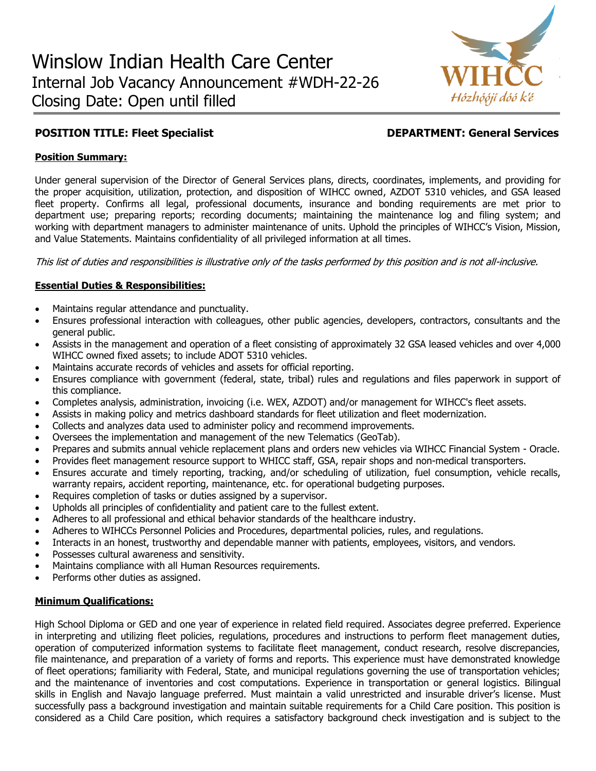# Winslow Indian Health Care Center

Internal Job Vacancy Announcement #WDH-22-26

Closing Date: Open until filled

WIHCC
Hózhǫ́ǫ́jí dóó kʼé

**POSITION TITLE: Fleet Specialist** **DEPARTMENT: General Services**

**Position Summary:**

Under general supervision of the Director of General Services plans, directs, coordinates, implements, and providing for the proper acquisition, utilization, protection, and disposition of WIHCC owned, AZDOT 5310 vehicles, and GSA leased fleet property. Confirms all legal, professional documents, insurance and bonding requirements are met prior to department use; preparing reports; recording documents; maintaining the maintenance log and filing system; and working with department managers to administer maintenance of units. Uphold the principles of WIHCC's Vision, Mission, and Value Statements. Maintains confidentiality of all privileged information at all times.

*This list of duties and responsibilities is illustrative only of the tasks performed by this position and is not all-inclusive.*

**Essential Duties & Responsibilities:**

- Maintains regular attendance and punctuality.
- Ensures professional interaction with colleagues, other public agencies, developers, contractors, consultants and the general public.
- Assists in the management and operation of a fleet consisting of approximately 32 GSA leased vehicles and over 4,000 WIHCC owned fixed assets; to include ADOT 5310 vehicles.
- Maintains accurate records of vehicles and assets for official reporting.
- Ensures compliance with government (federal, state, tribal) rules and regulations and files paperwork in support of this compliance.
- Completes analysis, administration, invoicing (i.e. WEX, AZDOT) and/or management for WIHCC's fleet assets.
- Assists in making policy and metrics dashboard standards for fleet utilization and fleet modernization.
- Collects and analyzes data used to administer policy and recommend improvements.
- Oversees the implementation and management of the new Telematics (GeoTab).
- Prepares and submits annual vehicle replacement plans and orders new vehicles via WIHCC Financial System - Oracle.
- Provides fleet management resource support to WHICC staff, GSA, repair shops and non-medical transporters.
- Ensures accurate and timely reporting, tracking, and/or scheduling of utilization, fuel consumption, vehicle recalls, warranty repairs, accident reporting, maintenance, etc. for operational budgeting purposes.
- Requires completion of tasks or duties assigned by a supervisor.
- Upholds all principles of confidentiality and patient care to the fullest extent.
- Adheres to all professional and ethical behavior standards of the healthcare industry.
- Adheres to WIHCCs Personnel Policies and Procedures, departmental policies, rules, and regulations.
- Interacts in an honest, trustworthy and dependable manner with patients, employees, visitors, and vendors.
- Possesses cultural awareness and sensitivity.
- Maintains compliance with all Human Resources requirements.
- Performs other duties as assigned.

**Minimum Qualifications:**

High School Diploma or GED and one year of experience in related field required. Associates degree preferred. Experience in interpreting and utilizing fleet policies, regulations, procedures and instructions to perform fleet management duties, operation of computerized information systems to facilitate fleet management, conduct research, resolve discrepancies, file maintenance, and preparation of a variety of forms and reports. This experience must have demonstrated knowledge of fleet operations; familiarity with Federal, State, and municipal regulations governing the use of transportation vehicles; and the maintenance of inventories and cost computations. Experience in transportation or general logistics. Bilingual skills in English and Navajo language preferred. Must maintain a valid unrestricted and insurable driver's license. Must successfully pass a background investigation and maintain suitable requirements for a Child Care position. This position is considered as a Child Care position, which requires a satisfactory background check investigation and is subject to the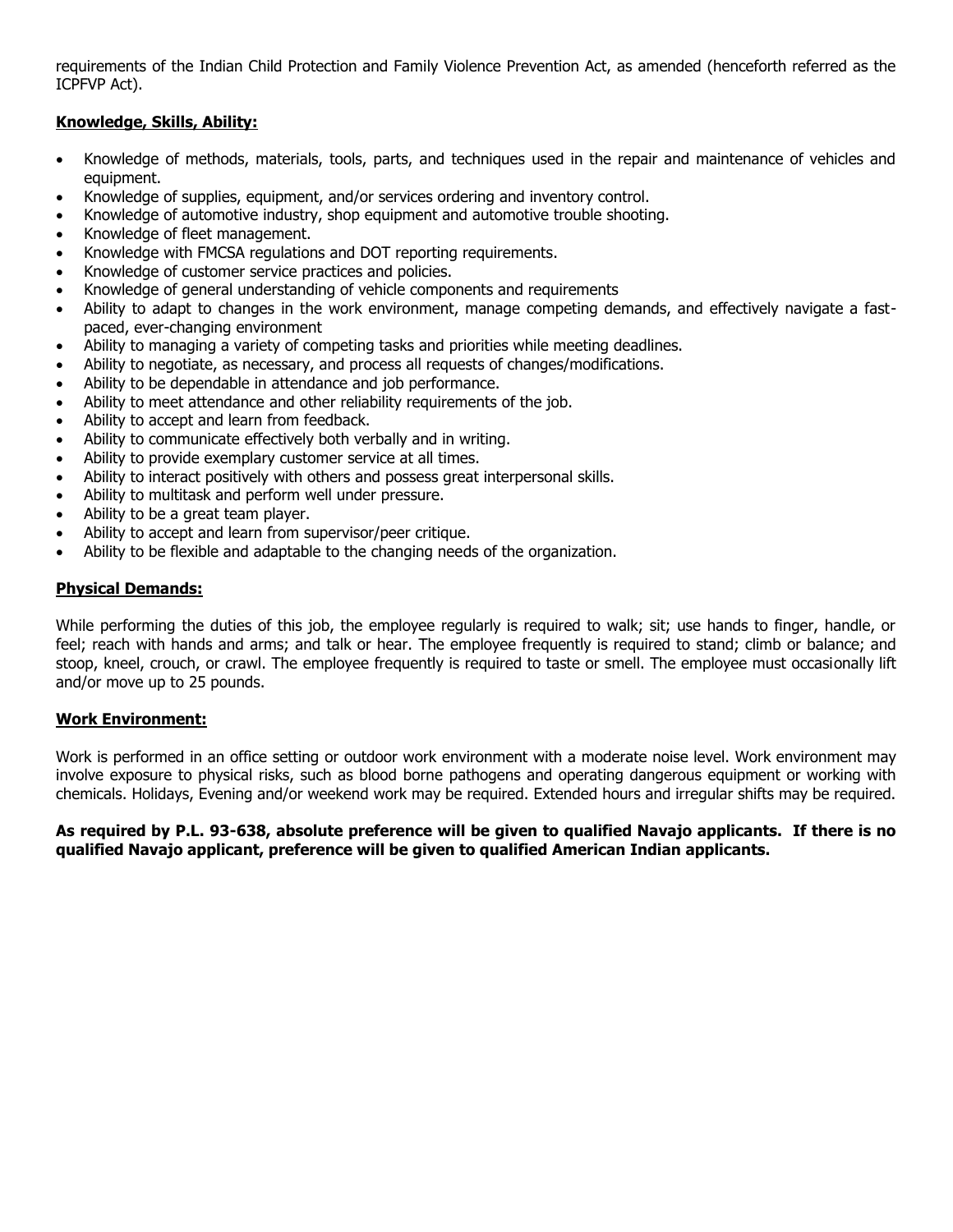requirements of the Indian Child Protection and Family Violence Prevention Act, as amended (henceforth referred as the ICPFVP Act).

**Knowledge, Skills, Ability:**

- Knowledge of methods, materials, tools, parts, and techniques used in the repair and maintenance of vehicles and equipment.
- Knowledge of supplies, equipment, and/or services ordering and inventory control.
- Knowledge of automotive industry, shop equipment and automotive trouble shooting.
- Knowledge of fleet management.
- Knowledge with FMCSA regulations and DOT reporting requirements.
- Knowledge of customer service practices and policies.
- Knowledge of general understanding of vehicle components and requirements
- Ability to adapt to changes in the work environment, manage competing demands, and effectively navigate a fast-paced, ever-changing environment
- Ability to managing a variety of competing tasks and priorities while meeting deadlines.
- Ability to negotiate, as necessary, and process all requests of changes/modifications.
- Ability to be dependable in attendance and job performance.
- Ability to meet attendance and other reliability requirements of the job.
- Ability to accept and learn from feedback.
- Ability to communicate effectively both verbally and in writing.
- Ability to provide exemplary customer service at all times.
- Ability to interact positively with others and possess great interpersonal skills.
- Ability to multitask and perform well under pressure.
- Ability to be a great team player.
- Ability to accept and learn from supervisor/peer critique.
- Ability to be flexible and adaptable to the changing needs of the organization.

**Physical Demands:**

While performing the duties of this job, the employee regularly is required to walk; sit; use hands to finger, handle, or feel; reach with hands and arms; and talk or hear. The employee frequently is required to stand; climb or balance; and stoop, kneel, crouch, or crawl. The employee frequently is required to taste or smell. The employee must occasionally lift and/or move up to 25 pounds.

**Work Environment:**

Work is performed in an office setting or outdoor work environment with a moderate noise level. Work environment may involve exposure to physical risks, such as blood borne pathogens and operating dangerous equipment or working with chemicals. Holidays, Evening and/or weekend work may be required. Extended hours and irregular shifts may be required.

**As required by P.L. 93-638, absolute preference will be given to qualified Navajo applicants. If there is no qualified Navajo applicant, preference will be given to qualified American Indian applicants.**